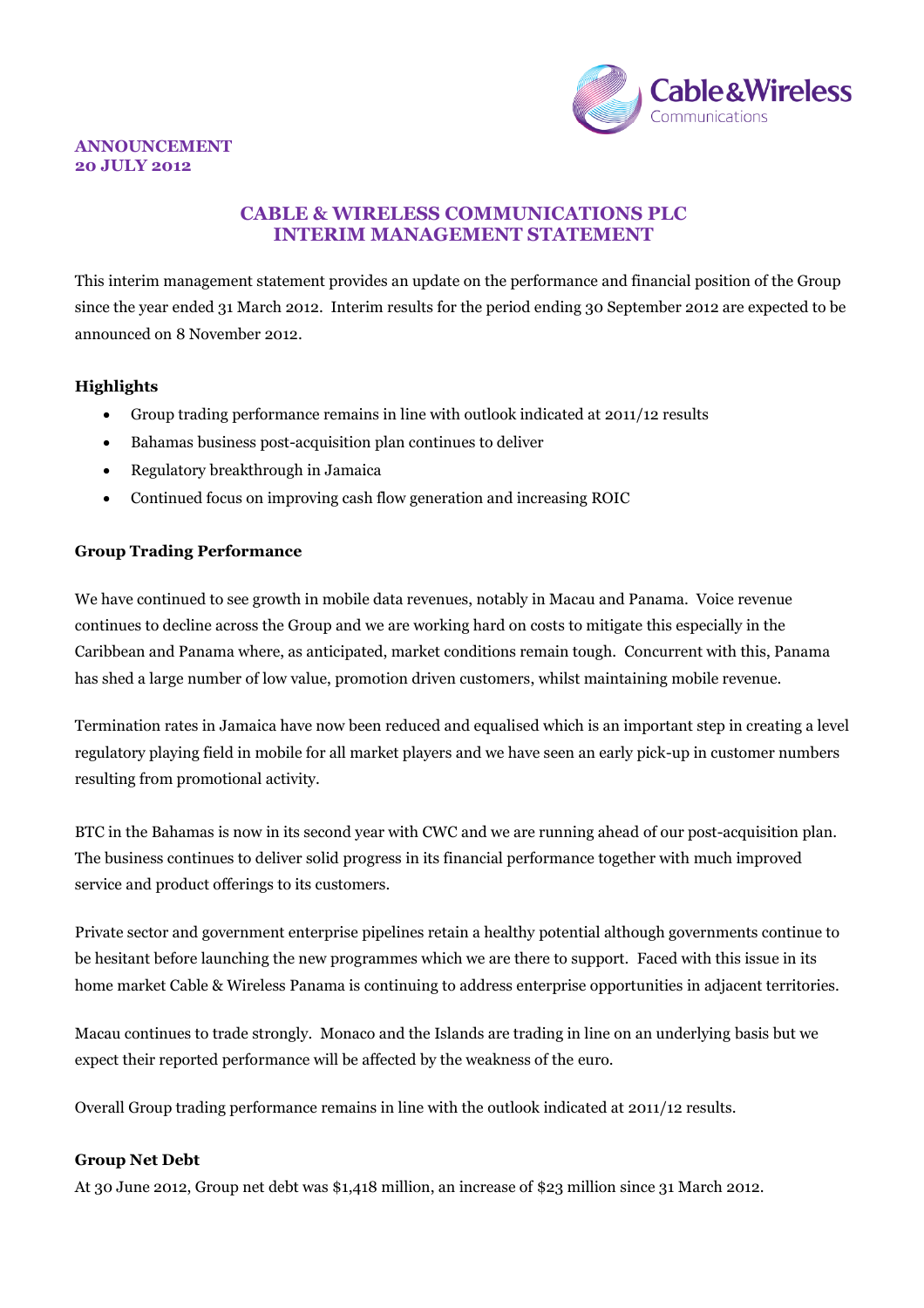**ANNOUNCEMENT**
**20 JULY 2012**

# CABLE & WIRELESS COMMUNICATIONS PLC
# INTERIM MANAGEMENT STATEMENT

This interim management statement provides an update on the performance and financial position of the Group since the year ended 31 March 2012. Interim results for the period ending 30 September 2012 are expected to be announced on 8 November 2012.

### Highlights

- Group trading performance remains in line with outlook indicated at 2011/12 results
- Bahamas business post-acquisition plan continues to deliver
- Regulatory breakthrough in Jamaica
- Continued focus on improving cash flow generation and increasing ROIC

### Group Trading Performance

We have continued to see growth in mobile data revenues, notably in Macau and Panama. Voice revenue continues to decline across the Group and we are working hard on costs to mitigate this especially in the Caribbean and Panama where, as anticipated, market conditions remain tough. Concurrent with this, Panama has shed a large number of low value, promotion driven customers, whilst maintaining mobile revenue.

Termination rates in Jamaica have now been reduced and equalised which is an important step in creating a level regulatory playing field in mobile for all market players and we have seen an early pick-up in customer numbers resulting from promotional activity.

BTC in the Bahamas is now in its second year with CWC and we are running ahead of our post-acquisition plan. The business continues to deliver solid progress in its financial performance together with much improved service and product offerings to its customers.

Private sector and government enterprise pipelines retain a healthy potential although governments continue to be hesitant before launching the new programmes which we are there to support. Faced with this issue in its home market Cable & Wireless Panama is continuing to address enterprise opportunities in adjacent territories.

Macau continues to trade strongly. Monaco and the Islands are trading in line on an underlying basis but we expect their reported performance will be affected by the weakness of the euro.

Overall Group trading performance remains in line with the outlook indicated at 2011/12 results.

### Group Net Debt

At 30 June 2012, Group net debt was $1,418 million, an increase of $23 million since 31 March 2012.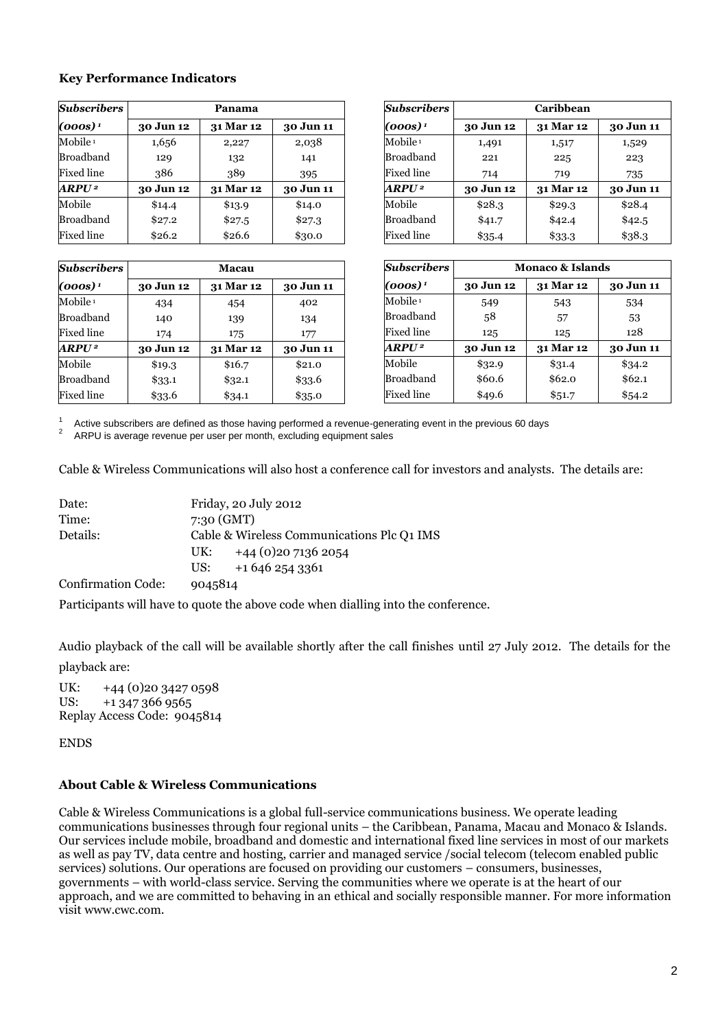### Key Performance Indicators

| *Subscribers* | Panama | | |
|---|---|---|---|
| *(000s)* [1] | 30 Jun 12 | 31 Mar 12 | 30 Jun 11 |
| Mobile [1] | 1,656 | 2,227 | 2,038 |
| Broadband | 129 | 132 | 141 |
| Fixed line | 386 | 389 | 395 |
| ***ARPU*** [2] | **30 Jun 12** | **31 Mar 12** | **30 Jun 11** |
| Mobile | $14.4 | $13.9 | $14.0 |
| Broadband | $27.2 | $27.5 | $27.3 |
| Fixed line | $26.2 | $26.6 | $30.0 |

| *Subscribers* | Caribbean | | |
|---|---|---|---|
| *(000s)* [1] | 30 Jun 12 | 31 Mar 12 | 30 Jun 11 |
| Mobile [1] | 1,491 | 1,517 | 1,529 |
| Broadband | 221 | 225 | 223 |
| Fixed line | 714 | 719 | 735 |
| ***ARPU*** [2] | **30 Jun 12** | **31 Mar 12** | **30 Jun 11** |
| Mobile | $28.3 | $29.3 | $28.4 |
| Broadband | $41.7 | $42.4 | $42.5 |
| Fixed line | $35.4 | $33.3 | $38.3 |

| *Subscribers* | Macau | | |
|---|---|---|---|
| *(000s)* [1] | 30 Jun 12 | 31 Mar 12 | 30 Jun 11 |
| Mobile [1] | 434 | 454 | 402 |
| Broadband | 140 | 139 | 134 |
| Fixed line | 174 | 175 | 177 |
| ***ARPU*** [2] | **30 Jun 12** | **31 Mar 12** | **30 Jun 11** |
| Mobile | $19.3 | $16.7 | $21.0 |
| Broadband | $33.1 | $32.1 | $33.6 |
| Fixed line | $33.6 | $34.1 | $35.0 |

| *Subscribers* | Monaco & Islands | | |
|---|---|---|---|
| *(000s)* [1] | 30 Jun 12 | 31 Mar 12 | 30 Jun 11 |
| Mobile [1] | 549 | 543 | 534 |
| Broadband | 58 | 57 | 53 |
| Fixed line | 125 | 125 | 128 |
| ***ARPU*** [2] | **30 Jun 12** | **31 Mar 12** | **30 Jun 11** |
| Mobile | $32.9 | $31.4 | $34.2 |
| Broadband | $60.6 | $62.0 | $62.1 |
| Fixed line | $49.6 | $51.7 | $54.2 |

[1] Active subscribers are defined as those having performed a revenue-generating event in the previous 60 days
[2] ARPU is average revenue per user per month, excluding equipment sales

Cable & Wireless Communications will also host a conference call for investors and analysts. The details are:

| | |
|---|---|
| Date: | Friday, 20 July 2012 |
| Time: | 7:30 (GMT) |
| Details: | Cable & Wireless Communications Plc Q1 IMS |
| | UK: +44 (0)20 7136 2054 |
| | US: +1 646 254 3361 |
| Confirmation Code: | 9045814 |

Participants will have to quote the above code when dialling into the conference.

Audio playback of the call will be available shortly after the call finishes until 27 July 2012. The details for the playback are:

UK: +44 (0)20 3427 0598
US: +1 347 366 9565
Replay Access Code: 9045814

ENDS

### About Cable & Wireless Communications

Cable & Wireless Communications is a global full-service communications business. We operate leading communications businesses through four regional units – the Caribbean, Panama, Macau and Monaco & Islands. Our services include mobile, broadband and domestic and international fixed line services in most of our markets as well as pay TV, data centre and hosting, carrier and managed service /social telecom (telecom enabled public services) solutions. Our operations are focused on providing our customers – consumers, businesses, governments – with world-class service. Serving the communities where we operate is at the heart of our approach, and we are committed to behaving in an ethical and socially responsible manner. For more information visit www.cwc.com.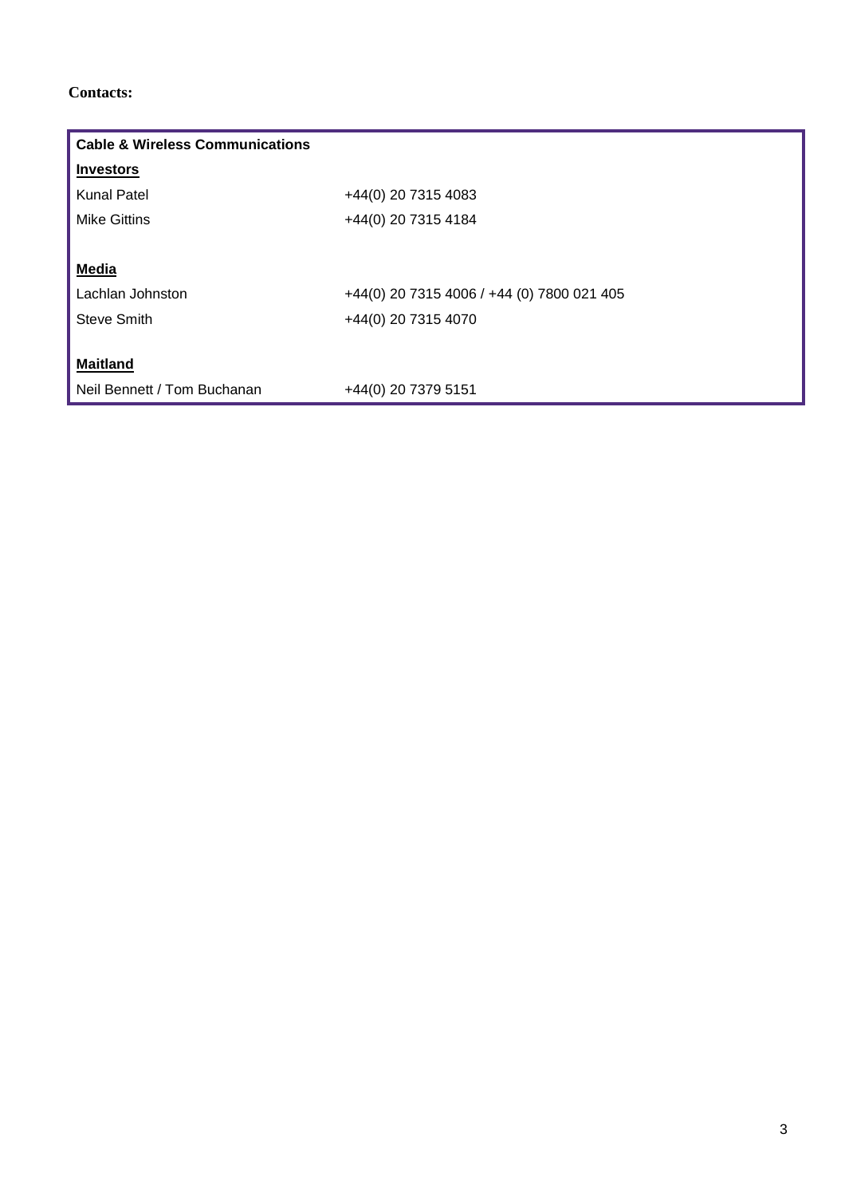**Contacts:**

| | |
|---|---|
| **Cable & Wireless Communications** | |
| **Investors** | |
| Kunal Patel | +44(0) 20 7315 4083 |
| Mike Gittins | +44(0) 20 7315 4184 |
| | |
| **Media** | |
| Lachlan Johnston | +44(0) 20 7315 4006 / +44 (0) 7800 021 405 |
| Steve Smith | +44(0) 20 7315 4070 |
| | |
| **Maitland** | |
| Neil Bennett / Tom Buchanan | +44(0) 20 7379 5151 |